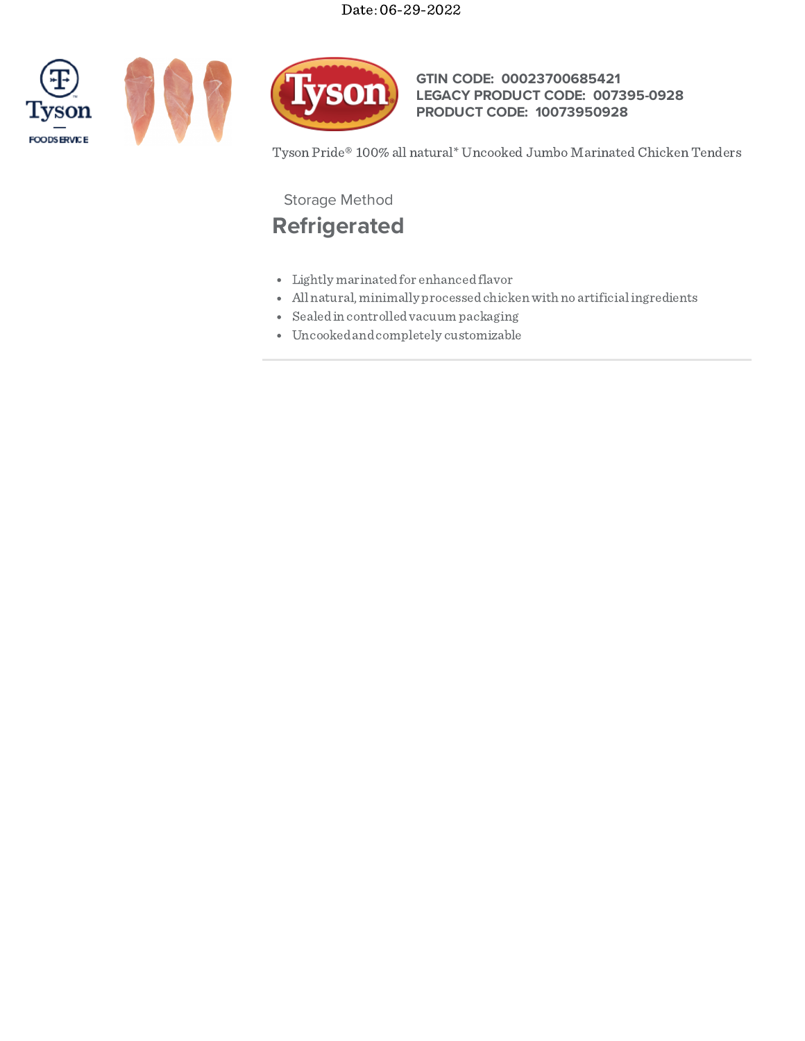Date: 06-29-2022

**GTIN CODE: 00023700685421**
**LEGACY PRODUCT CODE: 007395-0928**
**PRODUCT CODE: 10073950928**

Tyson Pride® 100% all natural* Uncooked Jumbo Marinated Chicken Tenders

Storage Method

## Refrigerated

- Lightly marinated for enhanced flavor
- All natural, minimally processed chicken with no artificial ingredients
- Sealed in controlled vacuum packaging
- Uncooked and completely customizable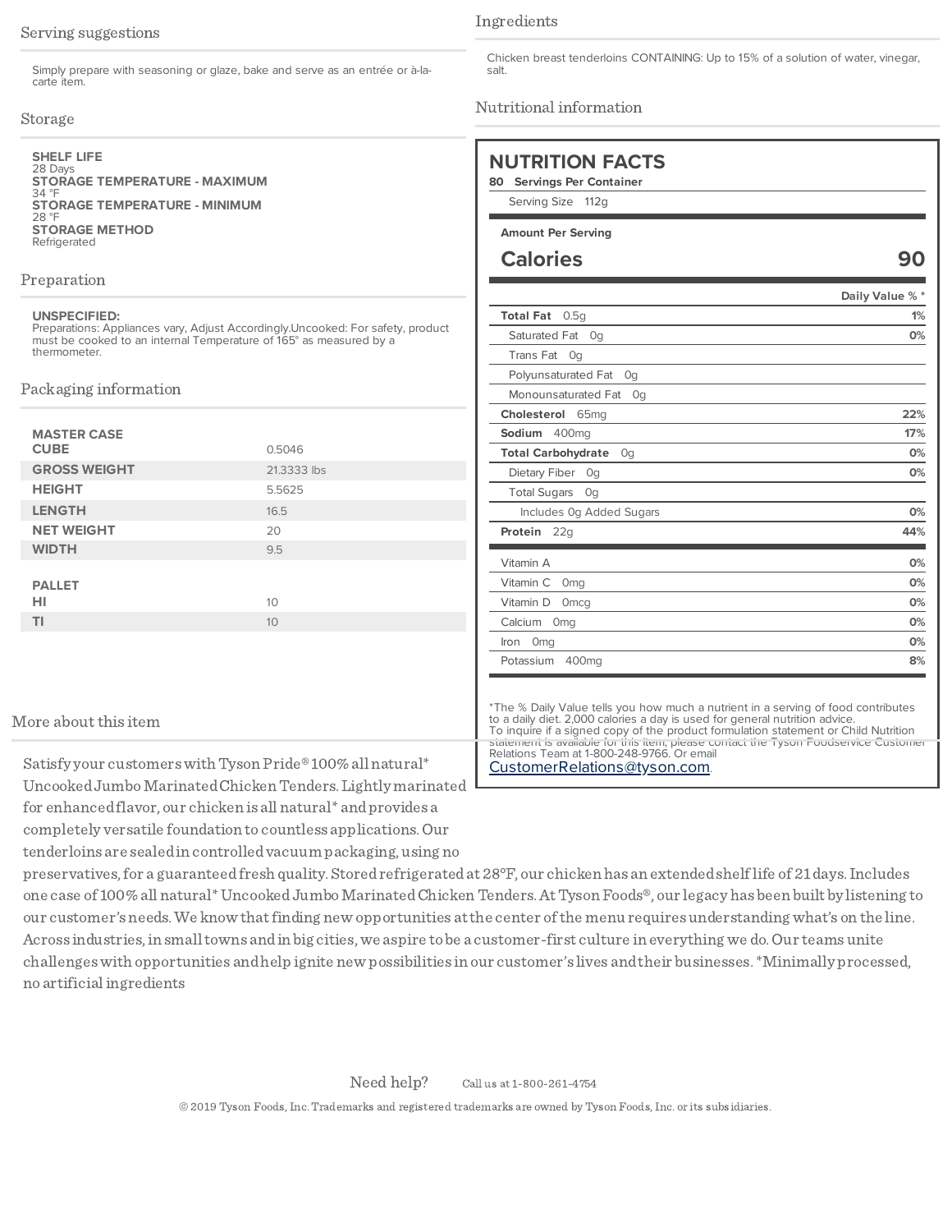## Serving suggestions

Simply prepare with seasoning or glaze, bake and serve as an entrée or à-la-carte item.

## Storage

**SHELF LIFE**
28 Days
**STORAGE TEMPERATURE - MAXIMUM**
34 °F
**STORAGE TEMPERATURE - MINIMUM**
28 °F
**STORAGE METHOD**
Refrigerated

## Preparation

**UNSPECIFIED:**
Preparations: Appliances vary, Adjust Accordingly.Uncooked: For safety, product must be cooked to an internal Temperature of 165° as measured by a thermometer.

## Packaging information

**MASTER CASE**

| | |
|---|---|
| **CUBE** | 0.5046 |
| **GROSS WEIGHT** | 21.3333 lbs |
| **HEIGHT** | 5.5625 |
| **LENGTH** | 16.5 |
| **NET WEIGHT** | 20 |
| **WIDTH** | 9.5 |

**PALLET**

| | |
|---|---|
| **HI** | 10 |
| **TI** | 10 |

## Ingredients

Chicken breast tenderloins CONTAINING: Up to 15% of a solution of water, vinegar, salt.

## Nutritional information

### NUTRITION FACTS

**80 Servings Per Container**
Serving Size 112g

**Amount Per Serving**
**Calories 90**

| | Daily Value % * |
|---|---|
| **Total Fat** 0.5g | 1% |
| Saturated Fat 0g | 0% |
| Trans Fat 0g | |
| Polyunsaturated Fat 0g | |
| Monounsaturated Fat 0g | |
| **Cholesterol** 65mg | 22% |
| **Sodium** 400mg | 17% |
| **Total Carbohydrate** 0g | 0% |
| Dietary Fiber 0g | 0% |
| Total Sugars 0g | |
| Includes 0g Added Sugars | 0% |
| **Protein** 22g | 44% |
| Vitamin A | 0% |
| Vitamin C 0mg | 0% |
| Vitamin D 0mcg | 0% |
| Calcium 0mg | 0% |
| Iron 0mg | 0% |
| Potassium 400mg | 8% |

*The % Daily Value tells you how much a nutrient in a serving of food contributes to a daily diet. 2,000 calories a day is used for general nutrition advice.
To inquire if a signed copy of the product formulation statement or Child Nutrition statement is available for this item, please contact the Tyson Foodservice Customer Relations Team at 1-800-248-9766. Or email CustomerRelations@tyson.com.

## More about this item

Satisfy your customers with Tyson Pride® 100% all natural* Uncooked Jumbo Marinated Chicken Tenders. Lightly marinated for enhanced flavor, our chicken is all natural* and provides a completely versatile foundation to countless applications. Our tenderloins are sealed in controlled vacuum packaging, using no preservatives, for a guaranteed fresh quality. Stored refrigerated at 28°F, our chicken has an extended shelf life of 21 days. Includes one case of 100% all natural* Uncooked Jumbo Marinated Chicken Tenders. At Tyson Foods®, our legacy has been built by listening to our customer's needs. We know that finding new opportunities at the center of the menu requires understanding what's on the line. Across industries, in small towns and in big cities, we aspire to be a customer-first culture in everything we do. Our teams unite challenges with opportunities and help ignite new possibilities in our customer's lives and their businesses. *Minimally processed, no artificial ingredients

Need help? Call us at 1-800-261-4754

© 2019 Tyson Foods, Inc. Trademarks and registered trademarks are owned by Tyson Foods, Inc. or its subsidiaries.